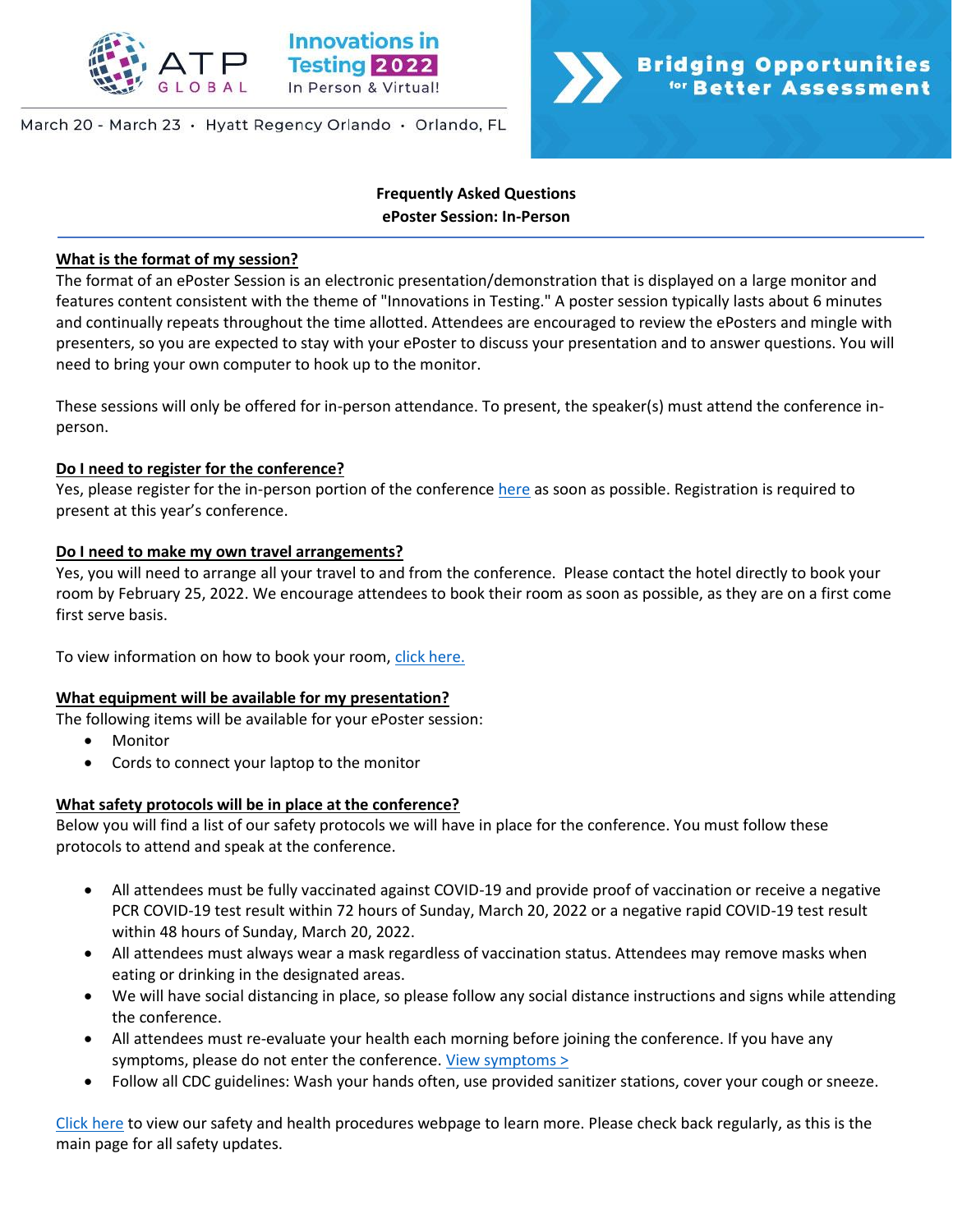ATP GLOBAL

Innovations in Testing 2022
In Person & Virtual!

March 20 - March 23 · Hyatt Regency Orlando · Orlando, FL

Bridging Opportunities for Better Assessment

**Frequently Asked Questions**
**ePoster Session: In-Person**

---

**What is the format of my session?**

The format of an ePoster Session is an electronic presentation/demonstration that is displayed on a large monitor and features content consistent with the theme of "Innovations in Testing." A poster session typically lasts about 6 minutes and continually repeats throughout the time allotted. Attendees are encouraged to review the ePosters and mingle with presenters, so you are expected to stay with your ePoster to discuss your presentation and to answer questions. You will need to bring your own computer to hook up to the monitor.

These sessions will only be offered for in-person attendance. To present, the speaker(s) must attend the conference in-person.

**Do I need to register for the conference?**

Yes, please register for the in-person portion of the conference here as soon as possible. Registration is required to present at this year's conference.

**Do I need to make my own travel arrangements?**

Yes, you will need to arrange all your travel to and from the conference. Please contact the hotel directly to book your room by February 25, 2022. We encourage attendees to book their room as soon as possible, as they are on a first come first serve basis.

To view information on how to book your room, click here.

**What equipment will be available for my presentation?**

The following items will be available for your ePoster session:

- Monitor
- Cords to connect your laptop to the monitor

**What safety protocols will be in place at the conference?**

Below you will find a list of our safety protocols we will have in place for the conference. You must follow these protocols to attend and speak at the conference.

- All attendees must be fully vaccinated against COVID-19 and provide proof of vaccination or receive a negative PCR COVID-19 test result within 72 hours of Sunday, March 20, 2022 or a negative rapid COVID-19 test result within 48 hours of Sunday, March 20, 2022.
- All attendees must always wear a mask regardless of vaccination status. Attendees may remove masks when eating or drinking in the designated areas.
- We will have social distancing in place, so please follow any social distance instructions and signs while attending the conference.
- All attendees must re-evaluate your health each morning before joining the conference. If you have any symptoms, please do not enter the conference. View symptoms >
- Follow all CDC guidelines: Wash your hands often, use provided sanitizer stations, cover your cough or sneeze.

Click here to view our safety and health procedures webpage to learn more. Please check back regularly, as this is the main page for all safety updates.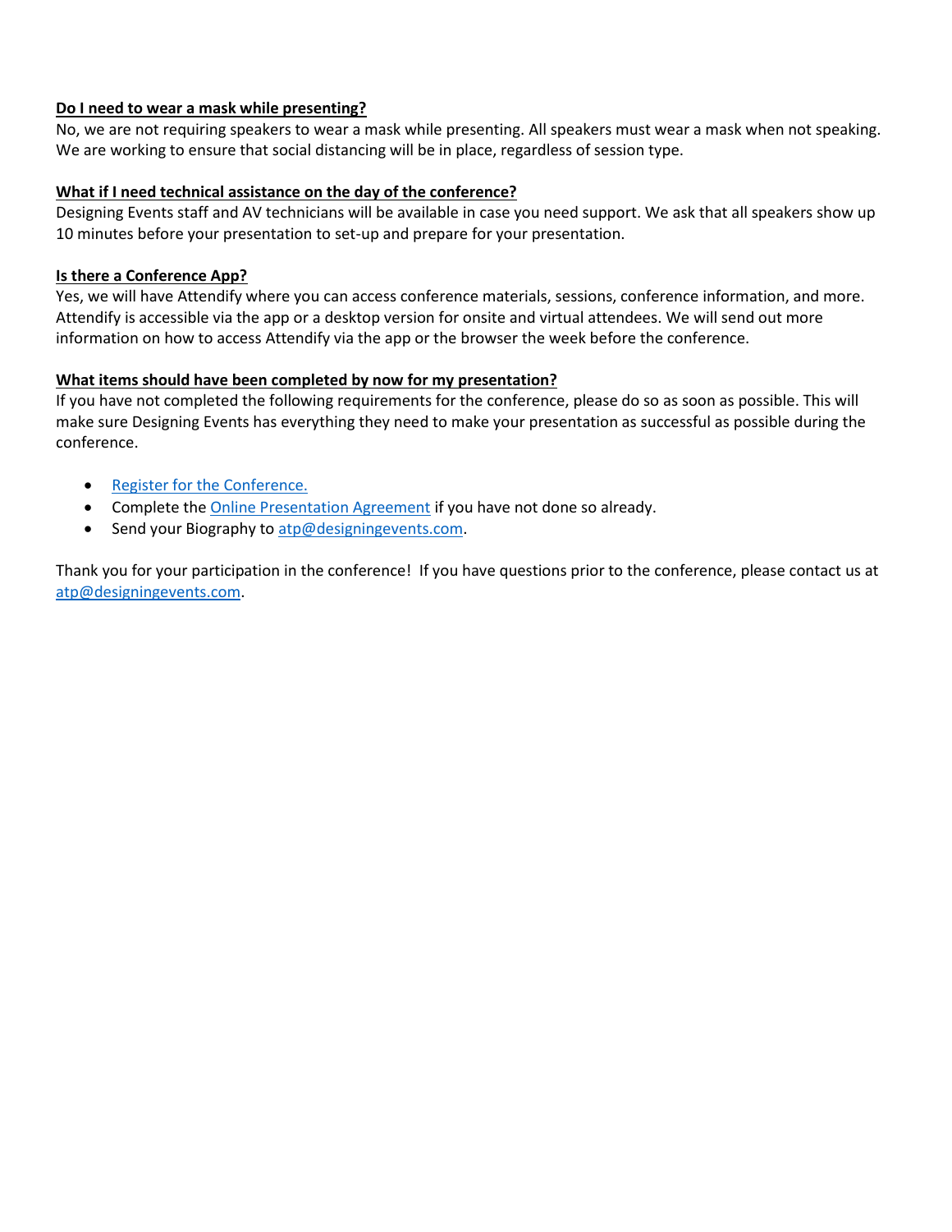**Do I need to wear a mask while presenting?**

No, we are not requiring speakers to wear a mask while presenting. All speakers must wear a mask when not speaking. We are working to ensure that social distancing will be in place, regardless of session type.

**What if I need technical assistance on the day of the conference?**

Designing Events staff and AV technicians will be available in case you need support. We ask that all speakers show up 10 minutes before your presentation to set-up and prepare for your presentation.

**Is there a Conference App?**

Yes, we will have Attendify where you can access conference materials, sessions, conference information, and more. Attendify is accessible via the app or a desktop version for onsite and virtual attendees. We will send out more information on how to access Attendify via the app or the browser the week before the conference.

**What items should have been completed by now for my presentation?**

If you have not completed the following requirements for the conference, please do so as soon as possible. This will make sure Designing Events has everything they need to make your presentation as successful as possible during the conference.

- Register for the Conference.
- Complete the Online Presentation Agreement if you have not done so already.
- Send your Biography to atp@designingevents.com.

Thank you for your participation in the conference! If you have questions prior to the conference, please contact us at atp@designingevents.com.